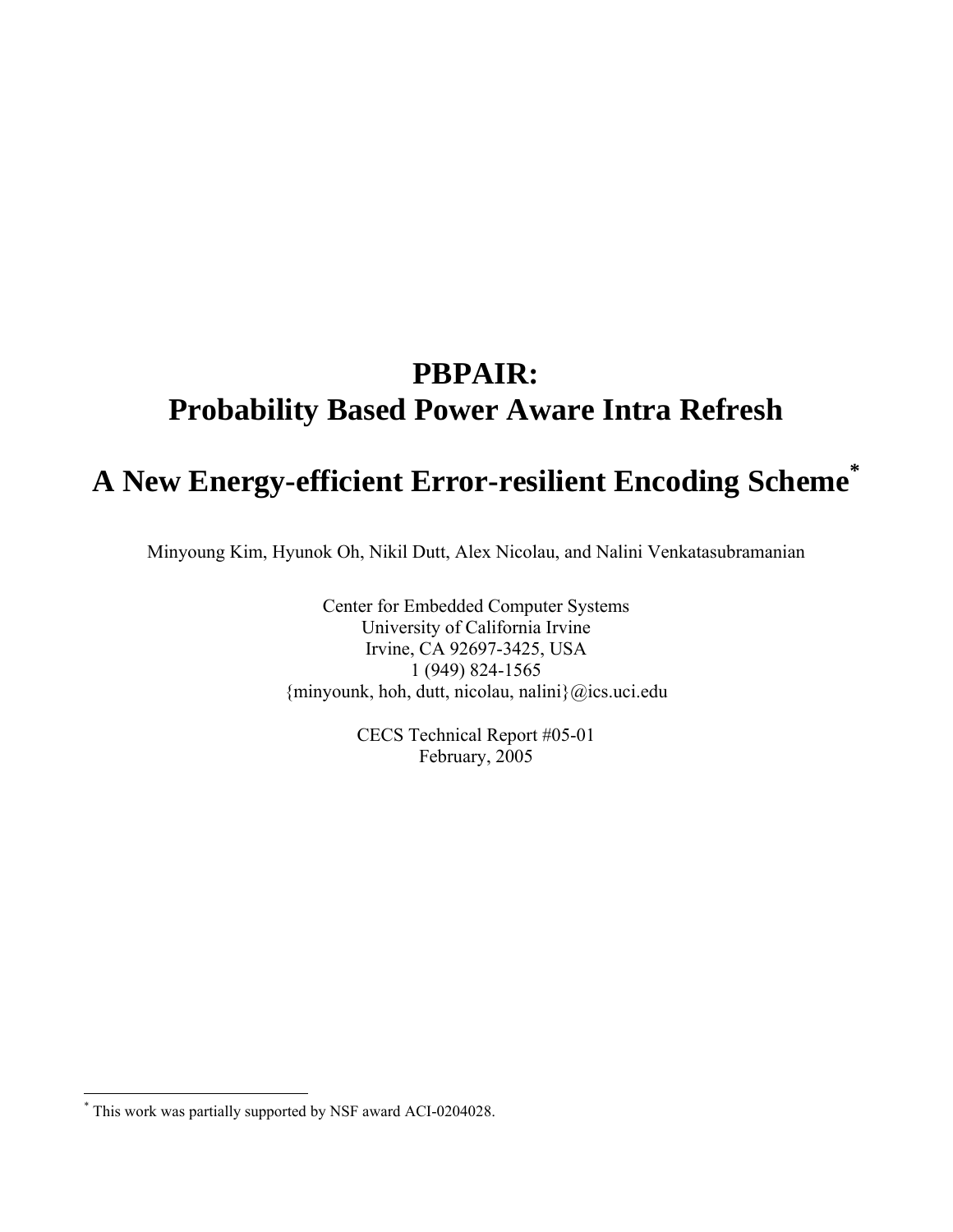# PBPAIR: Probability Based Power Aware Intra Refresh

# A New Energy-efficient Error-resilient Encoding Scheme*

Minyoung Kim, Hyunok Oh, Nikil Dutt, Alex Nicolau, and Nalini Venkatasubramanian

Center for Embedded Computer Systems
University of California Irvine
Irvine, CA 92697-3425, USA
1 (949) 824-1565
{minyounk, hoh, dutt, nicolau, nalini}@ics.uci.edu

CECS Technical Report #05-01
February, 2005

---

* This work was partially supported by NSF award ACI-0204028.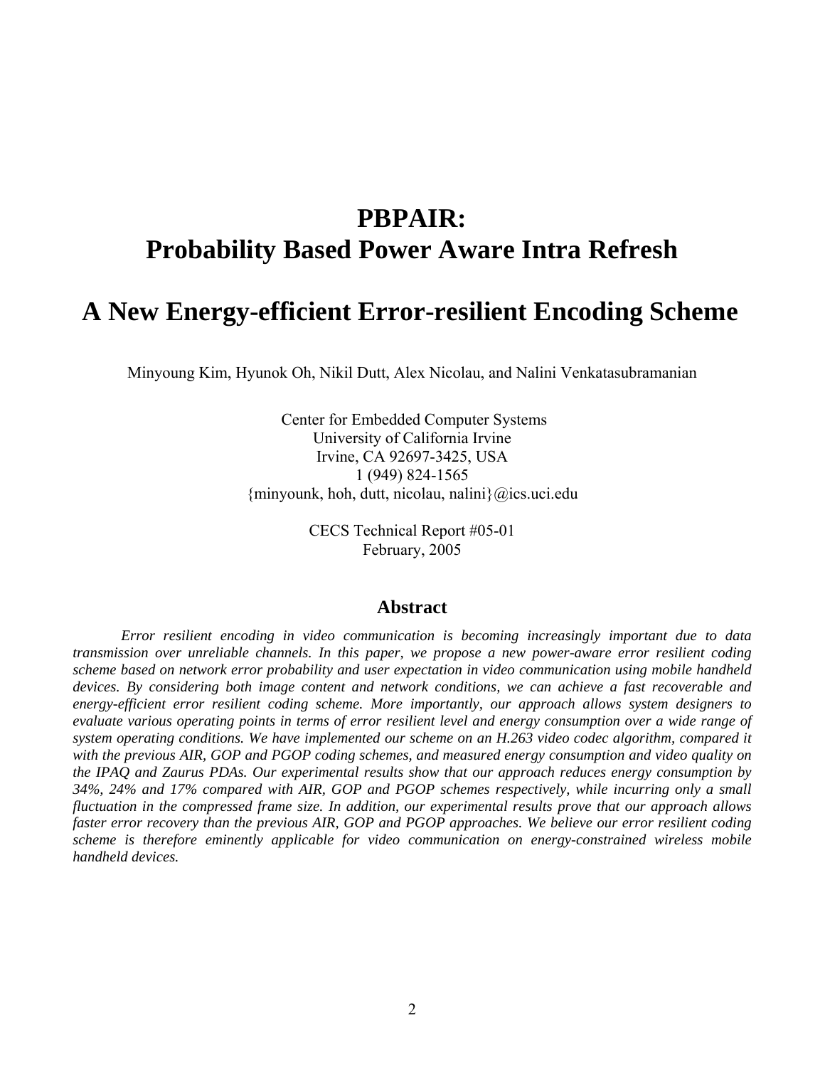# PBPAIR:
# Probability Based Power Aware Intra Refresh

# A New Energy-efficient Error-resilient Encoding Scheme

Minyoung Kim, Hyunok Oh, Nikil Dutt, Alex Nicolau, and Nalini Venkatasubramanian

Center for Embedded Computer Systems
University of California Irvine
Irvine, CA 92697-3425, USA
1 (949) 824-1565
{minyounk, hoh, dutt, nicolau, nalini}@ics.uci.edu

CECS Technical Report #05-01
February, 2005

## Abstract

*Error resilient encoding in video communication is becoming increasingly important due to data transmission over unreliable channels. In this paper, we propose a new power-aware error resilient coding scheme based on network error probability and user expectation in video communication using mobile handheld devices. By considering both image content and network conditions, we can achieve a fast recoverable and energy-efficient error resilient coding scheme. More importantly, our approach allows system designers to evaluate various operating points in terms of error resilient level and energy consumption over a wide range of system operating conditions. We have implemented our scheme on an H.263 video codec algorithm, compared it with the previous AIR, GOP and PGOP coding schemes, and measured energy consumption and video quality on the IPAQ and Zaurus PDAs. Our experimental results show that our approach reduces energy consumption by 34%, 24% and 17% compared with AIR, GOP and PGOP schemes respectively, while incurring only a small fluctuation in the compressed frame size. In addition, our experimental results prove that our approach allows faster error recovery than the previous AIR, GOP and PGOP approaches. We believe our error resilient coding scheme is therefore eminently applicable for video communication on energy-constrained wireless mobile handheld devices.*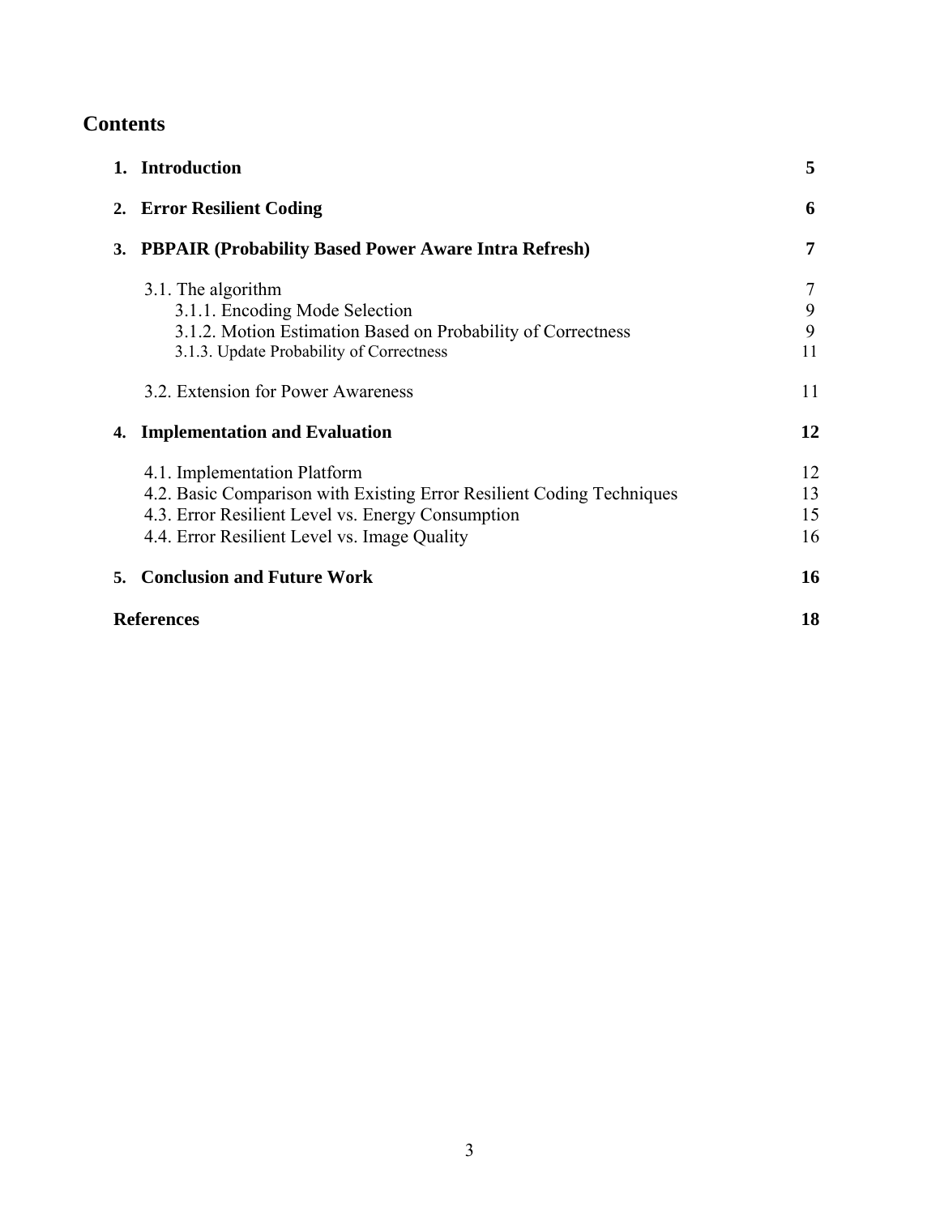# Contents

| | |
|---|---|
| **1. Introduction** | **5** |
| **2. Error Resilient Coding** | **6** |
| **3. PBPAIR (Probability Based Power Aware Intra Refresh)** | **7** |
| 3.1. The algorithm | 7 |
| 3.1.1. Encoding Mode Selection | 9 |
| 3.1.2. Motion Estimation Based on Probability of Correctness | 9 |
| 3.1.3. Update Probability of Correctness | 11 |
| 3.2. Extension for Power Awareness | 11 |
| **4. Implementation and Evaluation** | **12** |
| 4.1. Implementation Platform | 12 |
| 4.2. Basic Comparison with Existing Error Resilient Coding Techniques | 13 |
| 4.3. Error Resilient Level vs. Energy Consumption | 15 |
| 4.4. Error Resilient Level vs. Image Quality | 16 |
| **5. Conclusion and Future Work** | **16** |
| **References** | **18** |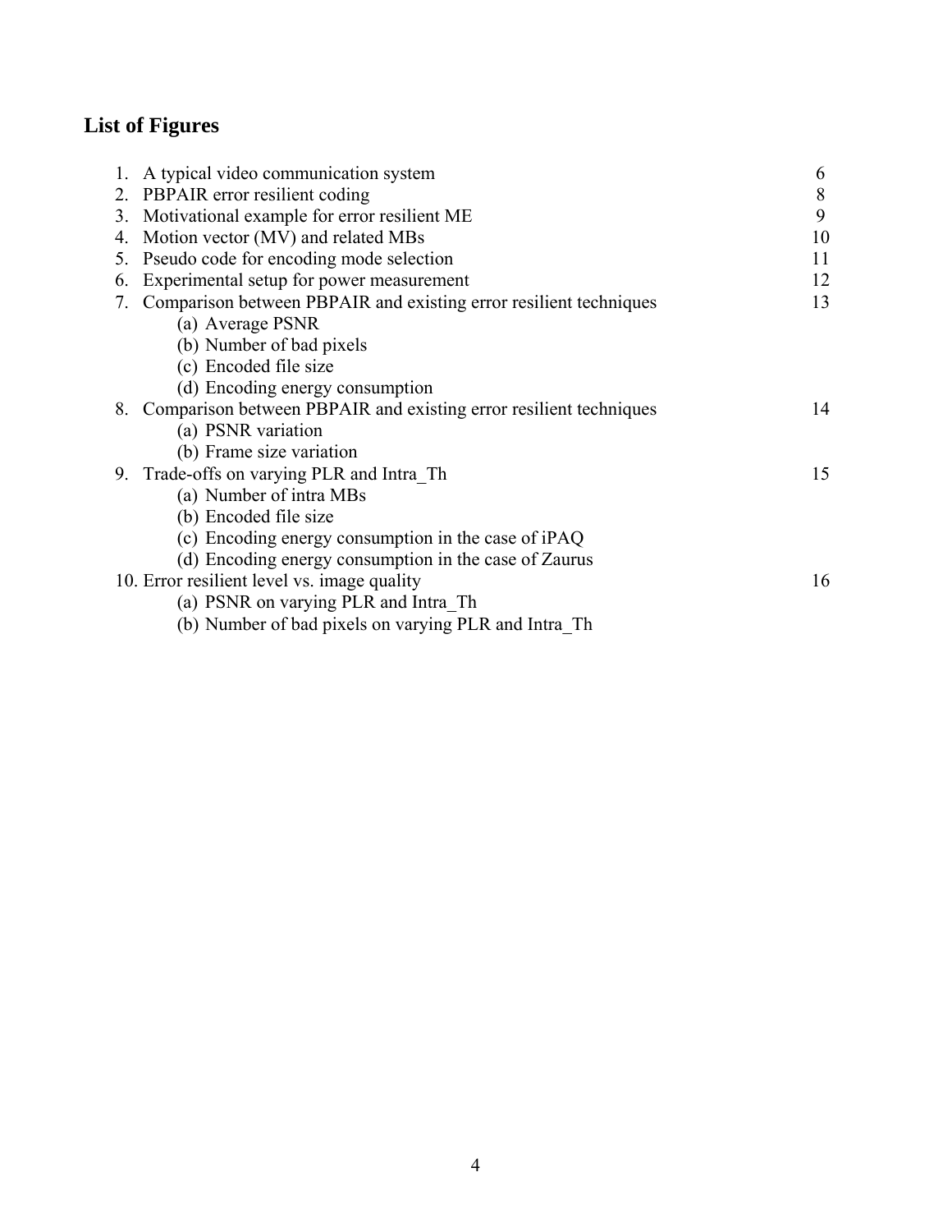## List of Figures

1. A typical video communication system 6
2. PBPAIR error resilient coding 8
3. Motivational example for error resilient ME 9
4. Motion vector (MV) and related MBs 10
5. Pseudo code for encoding mode selection 11
6. Experimental setup for power measurement 12
7. Comparison between PBPAIR and existing error resilient techniques 13
   - (a) Average PSNR
   - (b) Number of bad pixels
   - (c) Encoded file size
   - (d) Encoding energy consumption
8. Comparison between PBPAIR and existing error resilient techniques 14
   - (a) PSNR variation
   - (b) Frame size variation
9. Trade-offs on varying PLR and Intra_Th 15
   - (a) Number of intra MBs
   - (b) Encoded file size
   - (c) Encoding energy consumption in the case of iPAQ
   - (d) Encoding energy consumption in the case of Zaurus
10. Error resilient level vs. image quality 16
    - (a) PSNR on varying PLR and Intra_Th
    - (b) Number of bad pixels on varying PLR and Intra_Th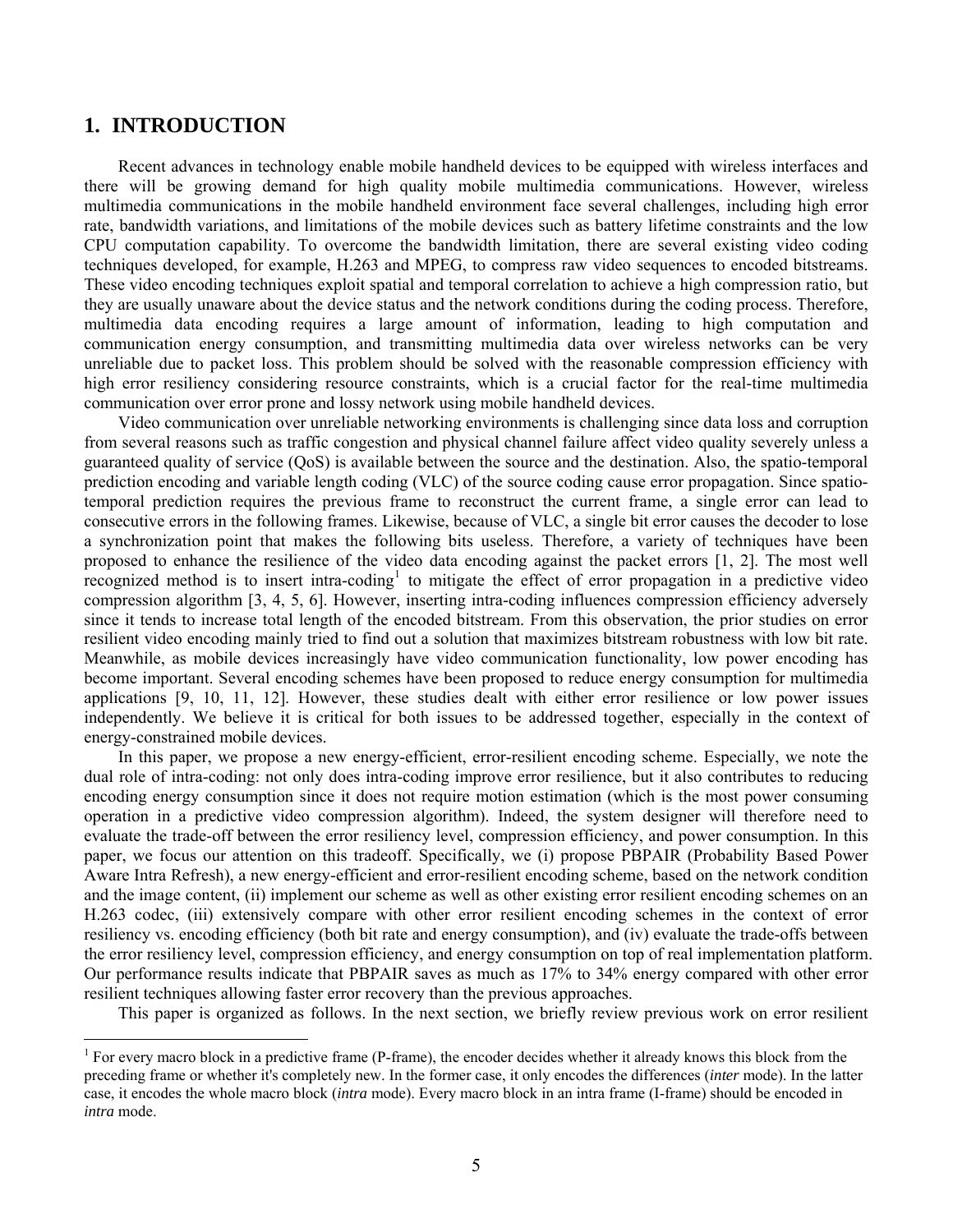# 1. INTRODUCTION

Recent advances in technology enable mobile handheld devices to be equipped with wireless interfaces and there will be growing demand for high quality mobile multimedia communications. However, wireless multimedia communications in the mobile handheld environment face several challenges, including high error rate, bandwidth variations, and limitations of the mobile devices such as battery lifetime constraints and the low CPU computation capability. To overcome the bandwidth limitation, there are several existing video coding techniques developed, for example, H.263 and MPEG, to compress raw video sequences to encoded bitstreams. These video encoding techniques exploit spatial and temporal correlation to achieve a high compression ratio, but they are usually unaware about the device status and the network conditions during the coding process. Therefore, multimedia data encoding requires a large amount of information, leading to high computation and communication energy consumption, and transmitting multimedia data over wireless networks can be very unreliable due to packet loss. This problem should be solved with the reasonable compression efficiency with high error resiliency considering resource constraints, which is a crucial factor for the real-time multimedia communication over error prone and lossy network using mobile handheld devices.

Video communication over unreliable networking environments is challenging since data loss and corruption from several reasons such as traffic congestion and physical channel failure affect video quality severely unless a guaranteed quality of service (QoS) is available between the source and the destination. Also, the spatio-temporal prediction encoding and variable length coding (VLC) of the source coding cause error propagation. Since spatio-temporal prediction requires the previous frame to reconstruct the current frame, a single error can lead to consecutive errors in the following frames. Likewise, because of VLC, a single bit error causes the decoder to lose a synchronization point that makes the following bits useless. Therefore, a variety of techniques have been proposed to enhance the resilience of the video data encoding against the packet errors [1, 2]. The most well recognized method is to insert intra-coding[1] to mitigate the effect of error propagation in a predictive video compression algorithm [3, 4, 5, 6]. However, inserting intra-coding influences compression efficiency adversely since it tends to increase total length of the encoded bitstream. From this observation, the prior studies on error resilient video encoding mainly tried to find out a solution that maximizes bitstream robustness with low bit rate. Meanwhile, as mobile devices increasingly have video communication functionality, low power encoding has become important. Several encoding schemes have been proposed to reduce energy consumption for multimedia applications [9, 10, 11, 12]. However, these studies dealt with either error resilience or low power issues independently. We believe it is critical for both issues to be addressed together, especially in the context of energy-constrained mobile devices.

In this paper, we propose a new energy-efficient, error-resilient encoding scheme. Especially, we note the dual role of intra-coding: not only does intra-coding improve error resilience, but it also contributes to reducing encoding energy consumption since it does not require motion estimation (which is the most power consuming operation in a predictive video compression algorithm). Indeed, the system designer will therefore need to evaluate the trade-off between the error resiliency level, compression efficiency, and power consumption. In this paper, we focus our attention on this tradeoff. Specifically, we (i) propose PBPAIR (Probability Based Power Aware Intra Refresh), a new energy-efficient and error-resilient encoding scheme, based on the network condition and the image content, (ii) implement our scheme as well as other existing error resilient encoding schemes on an H.263 codec, (iii) extensively compare with other error resilient encoding schemes in the context of error resiliency vs. encoding efficiency (both bit rate and energy consumption), and (iv) evaluate the trade-offs between the error resiliency level, compression efficiency, and energy consumption on top of real implementation platform. Our performance results indicate that PBPAIR saves as much as 17% to 34% energy compared with other error resilient techniques allowing faster error recovery than the previous approaches.

This paper is organized as follows. In the next section, we briefly review previous work on error resilient

[1] For every macro block in a predictive frame (P-frame), the encoder decides whether it already knows this block from the preceding frame or whether it's completely new. In the former case, it only encodes the differences (*inter* mode). In the latter case, it encodes the whole macro block (*intra* mode). Every macro block in an intra frame (I-frame) should be encoded in *intra* mode.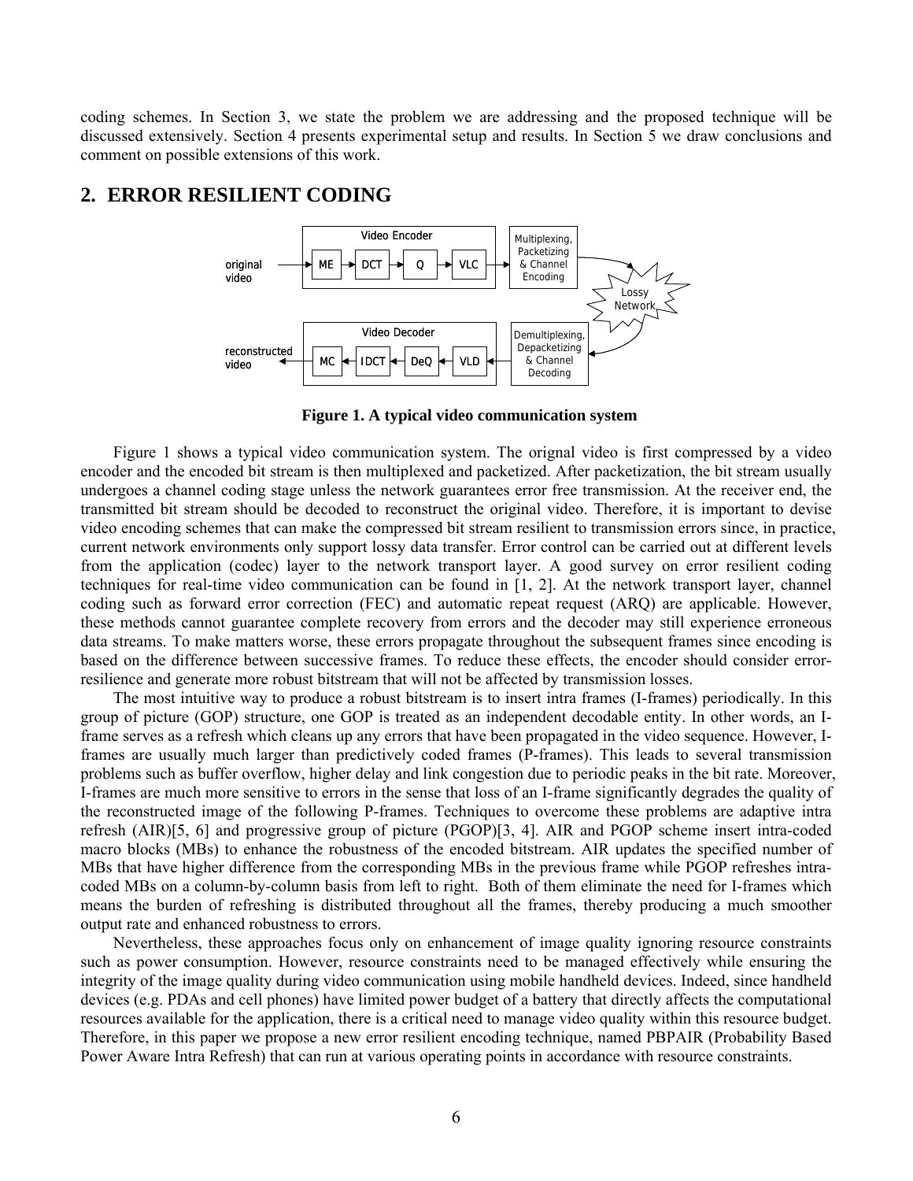coding schemes. In Section 3, we state the problem we are addressing and the proposed technique will be discussed extensively. Section 4 presents experimental setup and results. In Section 5 we draw conclusions and comment on possible extensions of this work.

## 2. ERROR RESILIENT CODING

**Figure 1. A typical video communication system**

Figure 1 shows a typical video communication system. The orignal video is first compressed by a video encoder and the encoded bit stream is then multiplexed and packetized. After packetization, the bit stream usually undergoes a channel coding stage unless the network guarantees error free transmission. At the receiver end, the transmitted bit stream should be decoded to reconstruct the original video. Therefore, it is important to devise video encoding schemes that can make the compressed bit stream resilient to transmission errors since, in practice, current network environments only support lossy data transfer. Error control can be carried out at different levels from the application (codec) layer to the network transport layer. A good survey on error resilient coding techniques for real-time video communication can be found in [1, 2]. At the network transport layer, channel coding such as forward error correction (FEC) and automatic repeat request (ARQ) are applicable. However, these methods cannot guarantee complete recovery from errors and the decoder may still experience erroneous data streams. To make matters worse, these errors propagate throughout the subsequent frames since encoding is based on the difference between successive frames. To reduce these effects, the encoder should consider error-resilience and generate more robust bitstream that will not be affected by transmission losses.

The most intuitive way to produce a robust bitstream is to insert intra frames (I-frames) periodically. In this group of picture (GOP) structure, one GOP is treated as an independent decodable entity. In other words, an I-frame serves as a refresh which cleans up any errors that have been propagated in the video sequence. However, I-frames are usually much larger than predictively coded frames (P-frames). This leads to several transmission problems such as buffer overflow, higher delay and link congestion due to periodic peaks in the bit rate. Moreover, I-frames are much more sensitive to errors in the sense that loss of an I-frame significantly degrades the quality of the reconstructed image of the following P-frames. Techniques to overcome these problems are adaptive intra refresh (AIR)[5, 6] and progressive group of picture (PGOP)[3, 4]. AIR and PGOP scheme insert intra-coded macro blocks (MBs) to enhance the robustness of the encoded bitstream. AIR updates the specified number of MBs that have higher difference from the corresponding MBs in the previous frame while PGOP refreshes intra-coded MBs on a column-by-column basis from left to right. Both of them eliminate the need for I-frames which means the burden of refreshing is distributed throughout all the frames, thereby producing a much smoother output rate and enhanced robustness to errors.

Nevertheless, these approaches focus only on enhancement of image quality ignoring resource constraints such as power consumption. However, resource constraints need to be managed effectively while ensuring the integrity of the image quality during video communication using mobile handheld devices. Indeed, since handheld devices (e.g. PDAs and cell phones) have limited power budget of a battery that directly affects the computational resources available for the application, there is a critical need to manage video quality within this resource budget. Therefore, in this paper we propose a new error resilient encoding technique, named PBPAIR (Probability Based Power Aware Intra Refresh) that can run at various operating points in accordance with resource constraints.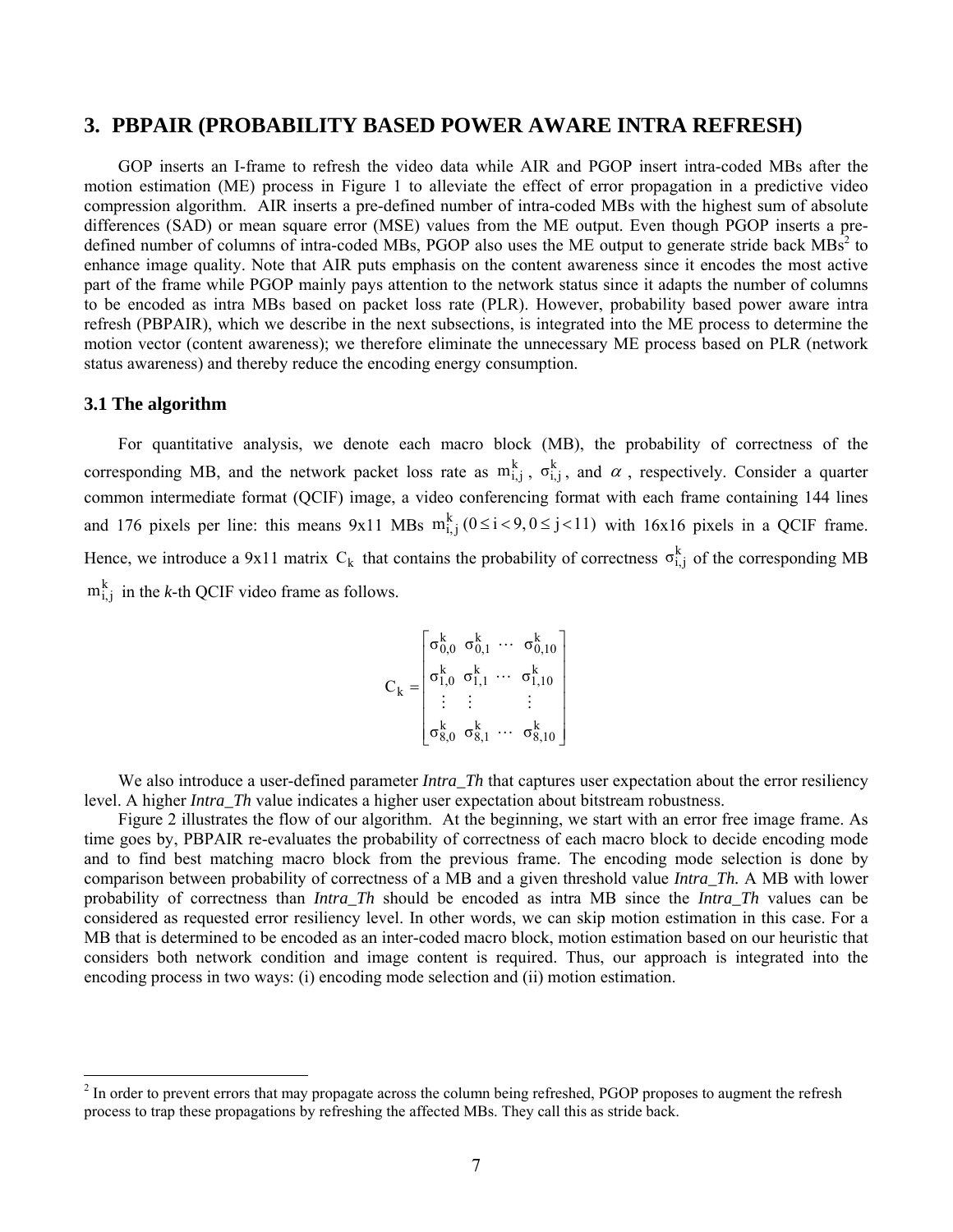## 3. PBPAIR (PROBABILITY BASED POWER AWARE INTRA REFRESH)

GOP inserts an I-frame to refresh the video data while AIR and PGOP insert intra-coded MBs after the motion estimation (ME) process in Figure 1 to alleviate the effect of error propagation in a predictive video compression algorithm. AIR inserts a pre-defined number of intra-coded MBs with the highest sum of absolute differences (SAD) or mean square error (MSE) values from the ME output. Even though PGOP inserts a pre-defined number of columns of intra-coded MBs, PGOP also uses the ME output to generate stride back MBs[2] to enhance image quality. Note that AIR puts emphasis on the content awareness since it encodes the most active part of the frame while PGOP mainly pays attention to the network status since it adapts the number of columns to be encoded as intra MBs based on packet loss rate (PLR). However, probability based power aware intra refresh (PBPAIR), which we describe in the next subsections, is integrated into the ME process to determine the motion vector (content awareness); we therefore eliminate the unnecessary ME process based on PLR (network status awareness) and thereby reduce the encoding energy consumption.

### 3.1 The algorithm

For quantitative analysis, we denote each macro block (MB), the probability of correctness of the corresponding MB, and the network packet loss rate as $m^k_{i,j}$, $\sigma^k_{i,j}$, and $\alpha$, respectively. Consider a quarter common intermediate format (QCIF) image, a video conferencing format with each frame containing 144 lines and 176 pixels per line: this means 9x11 MBs $m^k_{i,j}\,(0 \le i < 9, 0 \le j < 11)$ with 16x16 pixels in a QCIF frame. Hence, we introduce a 9x11 matrix $C_k$ that contains the probability of correctness $\sigma^k_{i,j}$ of the corresponding MB $m^k_{i,j}$ in the *k*-th QCIF video frame as follows.

$$
C_k = \begin{bmatrix} \sigma^k_{0,0} & \sigma^k_{0,1} & \cdots & \sigma^k_{0,10} \\ \sigma^k_{1,0} & \sigma^k_{1,1} & \cdots & \sigma^k_{1,10} \\ \vdots & \vdots & & \vdots \\ \sigma^k_{8,0} & \sigma^k_{8,1} & \cdots & \sigma^k_{8,10} \end{bmatrix}
$$

We also introduce a user-defined parameter *Intra_Th* that captures user expectation about the error resiliency level. A higher *Intra_Th* value indicates a higher user expectation about bitstream robustness.

Figure 2 illustrates the flow of our algorithm. At the beginning, we start with an error free image frame. As time goes by, PBPAIR re-evaluates the probability of correctness of each macro block to decide encoding mode and to find best matching macro block from the previous frame. The encoding mode selection is done by comparison between probability of correctness of a MB and a given threshold value *Intra_Th.* A MB with lower probability of correctness than *Intra_Th* should be encoded as intra MB since the *Intra_Th* values can be considered as requested error resiliency level. In other words, we can skip motion estimation in this case. For a MB that is determined to be encoded as an inter-coded macro block, motion estimation based on our heuristic that considers both network condition and image content is required. Thus, our approach is integrated into the encoding process in two ways: (i) encoding mode selection and (ii) motion estimation.

---

[2] In order to prevent errors that may propagate across the column being refreshed, PGOP proposes to augment the refresh process to trap these propagations by refreshing the affected MBs. They call this as stride back.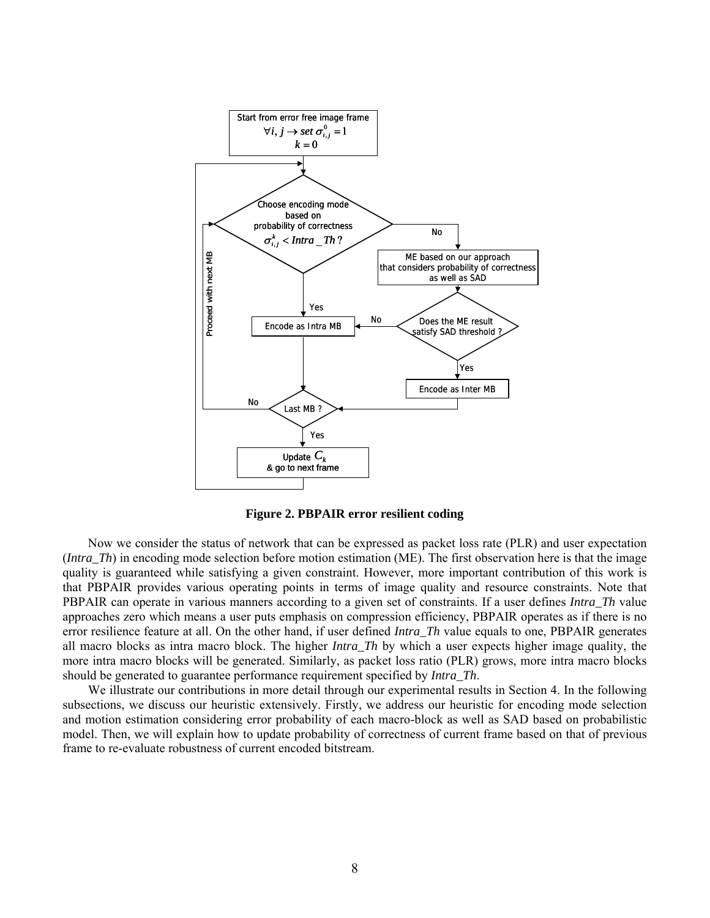Start from error free image frame

$\forall i, j \rightarrow set\ \sigma_{i,j}^{0} = 1$

$k = 0$

Choose encoding mode based on probability of correctness $\sigma_{i,j}^{k} < Intra\_Th$ ?

No

ME based on our approach that considers probability of correctness as well as SAD

Yes

Encode as Intra MB

No

Does the ME result satisfy SAD threshold ?

Yes

Encode as Inter MB

No

Last MB ?

Yes

Update $C_k$ & go to next frame

Proceed with next MB

**Figure 2. PBPAIR error resilient coding**

Now we consider the status of network that can be expressed as packet loss rate (PLR) and user expectation (*Intra_Th*) in encoding mode selection before motion estimation (ME). The first observation here is that the image quality is guaranteed while satisfying a given constraint. However, more important contribution of this work is that PBPAIR provides various operating points in terms of image quality and resource constraints. Note that PBPAIR can operate in various manners according to a given set of constraints. If a user defines *Intra_Th* value approaches zero which means a user puts emphasis on compression efficiency, PBPAIR operates as if there is no error resilience feature at all. On the other hand, if user defined *Intra_Th* value equals to one, PBPAIR generates all macro blocks as intra macro block. The higher *Intra_Th* by which a user expects higher image quality, the more intra macro blocks will be generated. Similarly, as packet loss ratio (PLR) grows, more intra macro blocks should be generated to guarantee performance requirement specified by *Intra_Th*.

We illustrate our contributions in more detail through our experimental results in Section 4. In the following subsections, we discuss our heuristic extensively. Firstly, we address our heuristic for encoding mode selection and motion estimation considering error probability of each macro-block as well as SAD based on probabilistic model. Then, we will explain how to update probability of correctness of current frame based on that of previous frame to re-evaluate robustness of current encoded bitstream.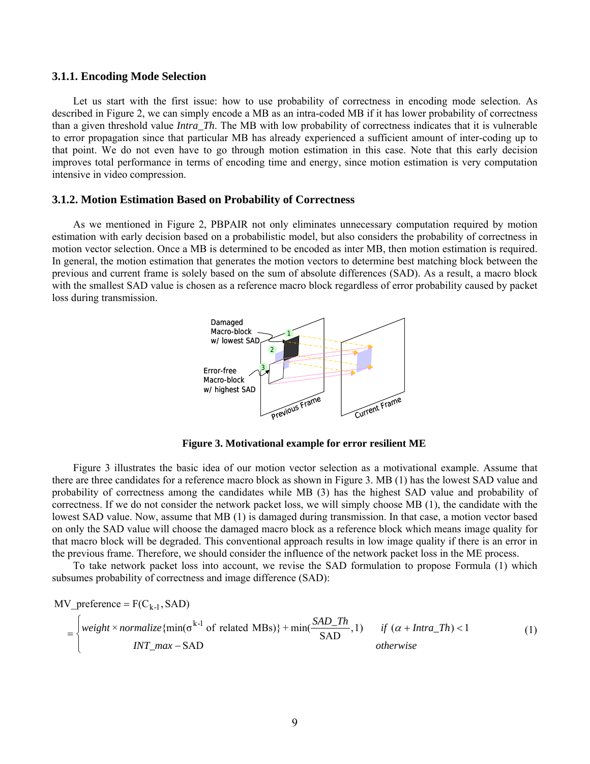### 3.1.1. Encoding Mode Selection

Let us start with the first issue: how to use probability of correctness in encoding mode selection. As described in Figure 2, we can simply encode a MB as an intra-coded MB if it has lower probability of correctness than a given threshold value *Intra_Th*. The MB with low probability of correctness indicates that it is vulnerable to error propagation since that particular MB has already experienced a sufficient amount of inter-coding up to that point. We do not even have to go through motion estimation in this case. Note that this early decision improves total performance in terms of encoding time and energy, since motion estimation is very computation intensive in video compression.

### 3.1.2. Motion Estimation Based on Probability of Correctness

As we mentioned in Figure 2, PBPAIR not only eliminates unnecessary computation required by motion estimation with early decision based on a probabilistic model, but also considers the probability of correctness in motion vector selection. Once a MB is determined to be encoded as inter MB, then motion estimation is required. In general, the motion estimation that generates the motion vectors to determine best matching block between the previous and current frame is solely based on the sum of absolute differences (SAD). As a result, a macro block with the smallest SAD value is chosen as a reference macro block regardless of error probability caused by packet loss during transmission.

**Figure 3. Motivational example for error resilient ME**

Figure 3 illustrates the basic idea of our motion vector selection as a motivational example. Assume that there are three candidates for a reference macro block as shown in Figure 3. MB (1) has the lowest SAD value and probability of correctness among the candidates while MB (3) has the highest SAD value and probability of correctness. If we do not consider the network packet loss, we will simply choose MB (1), the candidate with the lowest SAD value. Now, assume that MB (1) is damaged during transmission. In that case, a motion vector based on only the SAD value will choose the damaged macro block as a reference block which means image quality for that macro block will be degraded. This conventional approach results in low image quality if there is an error in the previous frame. Therefore, we should consider the influence of the network packet loss in the ME process.

To take network packet loss into account, we revise the SAD formulation to propose Formula (1) which subsumes probability of correctness and image difference (SAD):

$$
\begin{aligned}
\mathrm{MV\_preference} &= \mathrm{F}(\mathrm{C}_{k-1}, \mathrm{SAD}) \\
&= \begin{cases} weight \times normalize\{\min(\sigma^{k-1} \text{ of related MBs})\} + \min(\dfrac{SAD\_Th}{\mathrm{SAD}}, 1) & if\ (\alpha + Intra\_Th) < 1 \\ INT\_max - \mathrm{SAD} & otherwise \end{cases}
\end{aligned}
\tag{1}
$$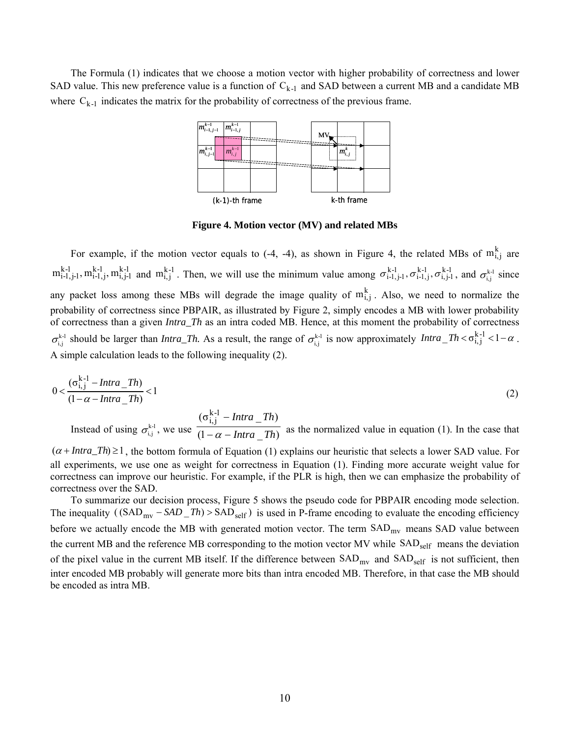The Formula (1) indicates that we choose a motion vector with higher probability of correctness and lower SAD value. This new preference value is a function of $C_{k-1}$ and SAD between a current MB and a candidate MB where $C_{k-1}$ indicates the matrix for the probability of correctness of the previous frame.

**Figure 4. Motion vector (MV) and related MBs**

For example, if the motion vector equals to (-4, -4), as shown in Figure 4, the related MBs of $m^{k}_{i,j}$ are $m^{k-1}_{i-1,j-1}, m^{k-1}_{i-1,j}, m^{k-1}_{i,j-1}$ and $m^{k-1}_{i,j}$. Then, we will use the minimum value among $\sigma^{k-1}_{i-1,j-1}, \sigma^{k-1}_{i-1,j}, \sigma^{k-1}_{i,j-1}$, and $\sigma^{k-1}_{i,j}$ since any packet loss among these MBs will degrade the image quality of $m^{k}_{i,j}$. Also, we need to normalize the probability of correctness since PBPAIR, as illustrated by Figure 2, simply encodes a MB with lower probability of correctness than a given *Intra_Th* as an intra coded MB. Hence, at this moment the probability of correctness $\sigma^{k-1}_{i,j}$ should be larger than *Intra_Th*. As a result, the range of $\sigma^{k-1}_{i,j}$ is now approximately $Intra\_Th < \sigma^{k-1}_{i,j} < 1-\alpha$. A simple calculation leads to the following inequality (2).

$$0 < \frac{(\sigma^{k-1}_{i,j} - Intra\_Th)}{(1-\alpha - Intra\_Th)} < 1 \tag{2}$$

Instead of using $\sigma^{k-1}_{i,j}$, we use $\frac{(\sigma^{k-1}_{i,j} - Intra\_Th)}{(1-\alpha - Intra\_Th)}$ as the normalized value in equation (1). In the case that $(\alpha + Intra\_Th) \geq 1$, the bottom formula of Equation (1) explains our heuristic that selects a lower SAD value. For all experiments, we use one as weight for correctness in Equation (1). Finding more accurate weight value for correctness can improve our heuristic. For example, if the PLR is high, then we can emphasize the probability of correctness over the SAD.

To summarize our decision process, Figure 5 shows the pseudo code for PBPAIR encoding mode selection. The inequality $((SAD_{mv} - SAD\_Th) > SAD_{self})$ is used in P-frame encoding to evaluate the encoding efficiency before we actually encode the MB with generated motion vector. The term $SAD_{mv}$ means SAD value between the current MB and the reference MB corresponding to the motion vector MV while $SAD_{self}$ means the deviation of the pixel value in the current MB itself. If the difference between $SAD_{mv}$ and $SAD_{self}$ is not sufficient, then inter encoded MB probably will generate more bits than intra encoded MB. Therefore, in that case the MB should be encoded as intra MB.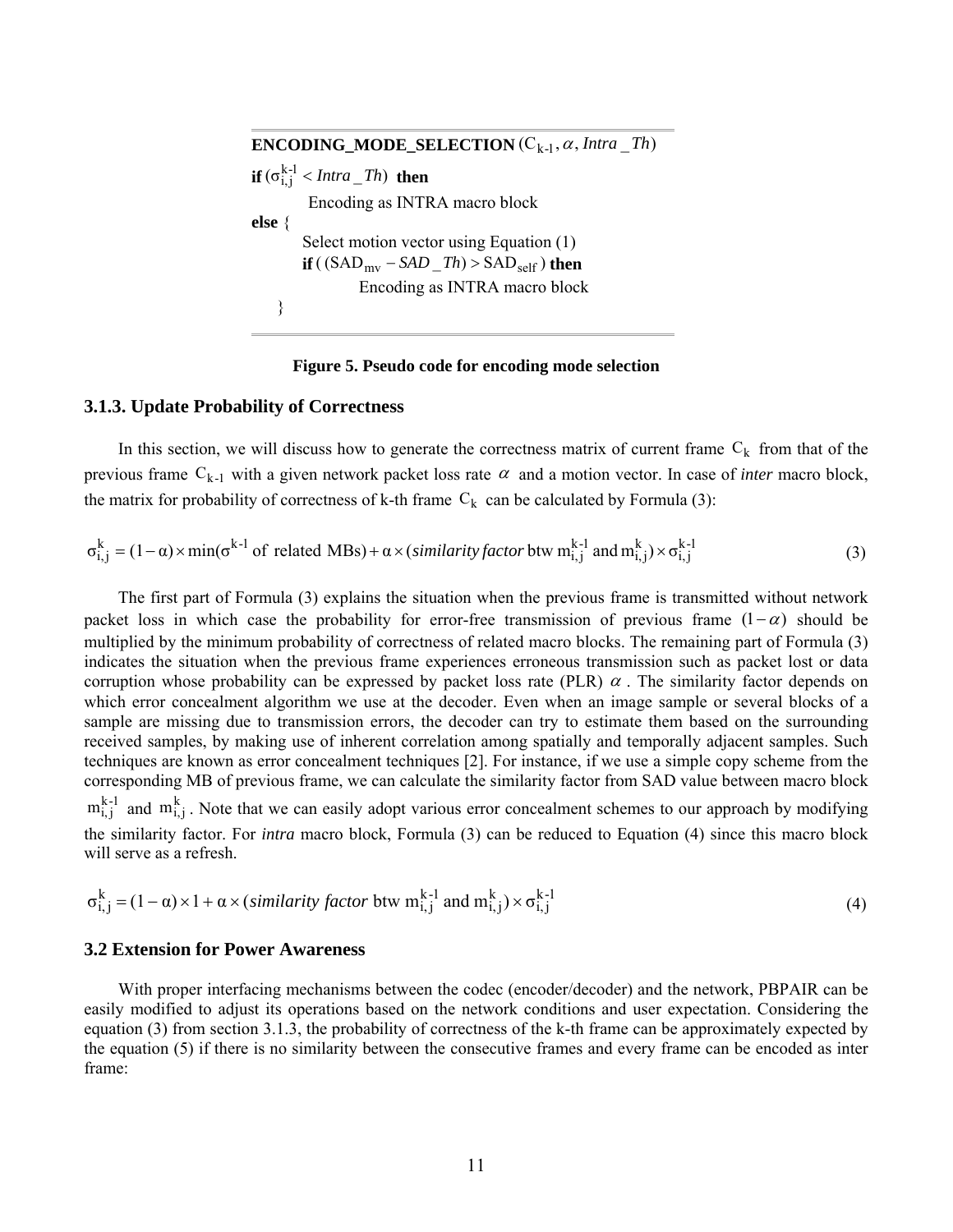```
ENCODING_MODE_SELECTION (C_{k-1}, α, Intra_Th)
if (σ^{k-1}_{i,j} < Intra_Th) then
        Encoding as INTRA macro block
else {
        Select motion vector using Equation (1)
        if ( (SAD_mv − SAD_Th) > SAD_self ) then
                Encoding as INTRA macro block
    }
```

**Figure 5. Pseudo code for encoding mode selection**

### 3.1.3. Update Probability of Correctness

In this section, we will discuss how to generate the correctness matrix of current frame $C_k$ from that of the previous frame $C_{k-1}$ with a given network packet loss rate $\alpha$ and a motion vector. In case of *inter* macro block, the matrix for probability of correctness of k-th frame $C_k$ can be calculated by Formula (3):

$$\sigma^{k}_{i,j} = (1-\alpha) \times \min(\sigma^{k-1} \text{ of related MBs}) + \alpha \times (\textit{similarity factor} \text{ btw } m^{k-1}_{i,j} \text{ and } m^{k}_{i,j}) \times \sigma^{k-1}_{i,j} \tag{3}$$

The first part of Formula (3) explains the situation when the previous frame is transmitted without network packet loss in which case the probability for error-free transmission of previous frame $(1-\alpha)$ should be multiplied by the minimum probability of correctness of related macro blocks. The remaining part of Formula (3) indicates the situation when the previous frame experiences erroneous transmission such as packet lost or data corruption whose probability can be expressed by packet loss rate (PLR) $\alpha$. The similarity factor depends on which error concealment algorithm we use at the decoder. Even when an image sample or several blocks of a sample are missing due to transmission errors, the decoder can try to estimate them based on the surrounding received samples, by making use of inherent correlation among spatially and temporally adjacent samples. Such techniques are known as error concealment techniques [2]. For instance, if we use a simple copy scheme from the corresponding MB of previous frame, we can calculate the similarity factor from SAD value between macro block $m^{k-1}_{i,j}$ and $m^{k}_{i,j}$. Note that we can easily adopt various error concealment schemes to our approach by modifying the similarity factor. For *intra* macro block, Formula (3) can be reduced to Equation (4) since this macro block will serve as a refresh.

$$\sigma^{k}_{i,j} = (1-\alpha) \times 1 + \alpha \times (\textit{similarity factor} \text{ btw } m^{k-1}_{i,j} \text{ and } m^{k}_{i,j}) \times \sigma^{k-1}_{i,j} \tag{4}$$

### 3.2 Extension for Power Awareness

With proper interfacing mechanisms between the codec (encoder/decoder) and the network, PBPAIR can be easily modified to adjust its operations based on the network conditions and user expectation. Considering the equation (3) from section 3.1.3, the probability of correctness of the k-th frame can be approximately expected by the equation (5) if there is no similarity between the consecutive frames and every frame can be encoded as inter frame: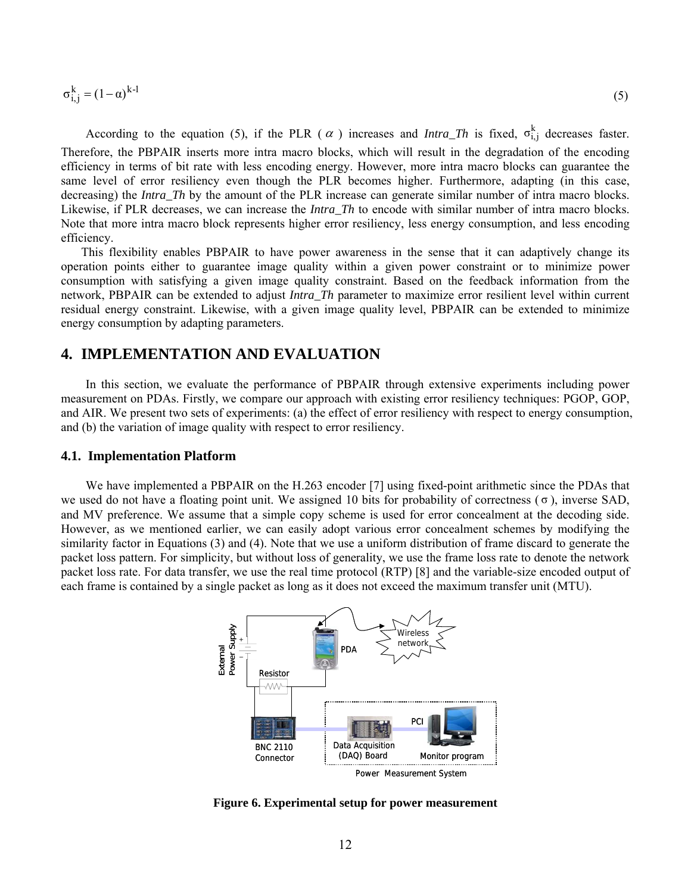$$\sigma_{i,j}^{k} = (1-\alpha)^{k-1} \tag{5}$$

According to the equation (5), if the PLR ( $\alpha$ ) increases and *Intra_Th* is fixed, $\sigma_{i,j}^{k}$ decreases faster. Therefore, the PBPAIR inserts more intra macro blocks, which will result in the degradation of the encoding efficiency in terms of bit rate with less encoding energy. However, more intra macro blocks can guarantee the same level of error resiliency even though the PLR becomes higher. Furthermore, adapting (in this case, decreasing) the *Intra_Th* by the amount of the PLR increase can generate similar number of intra macro blocks. Likewise, if PLR decreases, we can increase the *Intra_Th* to encode with similar number of intra macro blocks. Note that more intra macro block represents higher error resiliency, less energy consumption, and less encoding efficiency.

This flexibility enables PBPAIR to have power awareness in the sense that it can adaptively change its operation points either to guarantee image quality within a given power constraint or to minimize power consumption with satisfying a given image quality constraint. Based on the feedback information from the network, PBPAIR can be extended to adjust *Intra_Th* parameter to maximize error resilient level within current residual energy constraint. Likewise, with a given image quality level, PBPAIR can be extended to minimize energy consumption by adapting parameters.

# 4. IMPLEMENTATION AND EVALUATION

In this section, we evaluate the performance of PBPAIR through extensive experiments including power measurement on PDAs. Firstly, we compare our approach with existing error resiliency techniques: PGOP, GOP, and AIR. We present two sets of experiments: (a) the effect of error resiliency with respect to energy consumption, and (b) the variation of image quality with respect to error resiliency.

## 4.1. Implementation Platform

We have implemented a PBPAIR on the H.263 encoder [7] using fixed-point arithmetic since the PDAs that we used do not have a floating point unit. We assigned 10 bits for probability of correctness ( $\sigma$ ), inverse SAD, and MV preference. We assume that a simple copy scheme is used for error concealment at the decoding side. However, as we mentioned earlier, we can easily adopt various error concealment schemes by modifying the similarity factor in Equations (3) and (4). Note that we use a uniform distribution of frame discard to generate the packet loss pattern. For simplicity, but without loss of generality, we use the frame loss rate to denote the network packet loss rate. For data transfer, we use the real time protocol (RTP) [8] and the variable-size encoded output of each frame is contained by a single packet as long as it does not exceed the maximum transfer unit (MTU).

**Figure 6. Experimental setup for power measurement**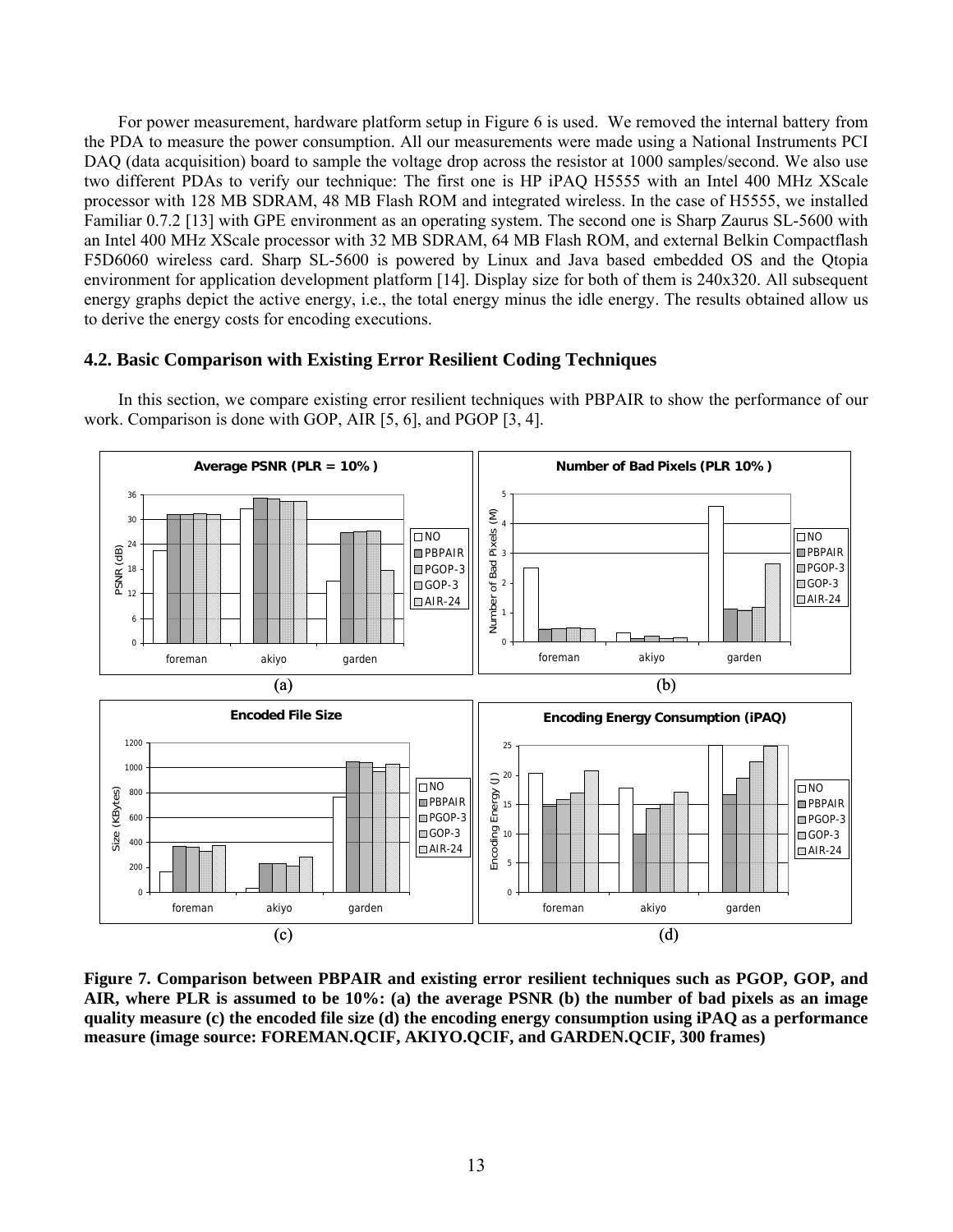For power measurement, hardware platform setup in Figure 6 is used. We removed the internal battery from the PDA to measure the power consumption. All our measurements were made using a National Instruments PCI DAQ (data acquisition) board to sample the voltage drop across the resistor at 1000 samples/second. We also use two different PDAs to verify our technique: The first one is HP iPAQ H5555 with an Intel 400 MHz XScale processor with 128 MB SDRAM, 48 MB Flash ROM and integrated wireless. In the case of H5555, we installed Familiar 0.7.2 [13] with GPE environment as an operating system. The second one is Sharp Zaurus SL-5600 with an Intel 400 MHz XScale processor with 32 MB SDRAM, 64 MB Flash ROM, and external Belkin Compactflash F5D6060 wireless card. Sharp SL-5600 is powered by Linux and Java based embedded OS and the Qtopia environment for application development platform [14]. Display size for both of them is 240x320. All subsequent energy graphs depict the active energy, i.e., the total energy minus the idle energy. The results obtained allow us to derive the energy costs for encoding executions.

## 4.2. Basic Comparison with Existing Error Resilient Coding Techniques

In this section, we compare existing error resilient techniques with PBPAIR to show the performance of our work. Comparison is done with GOP, AIR [5, 6], and PGOP [3, 4].

**Figure 7. Comparison between PBPAIR and existing error resilient techniques such as PGOP, GOP, and AIR, where PLR is assumed to be 10%: (a) the average PSNR (b) the number of bad pixels as an image quality measure (c) the encoded file size (d) the encoding energy consumption using iPAQ as a performance measure (image source: FOREMAN.QCIF, AKIYO.QCIF, and GARDEN.QCIF, 300 frames)**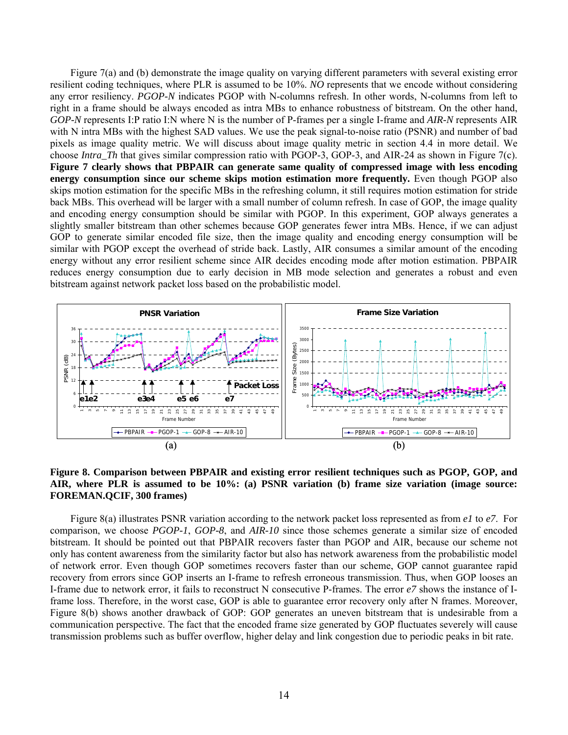Figure 7(a) and (b) demonstrate the image quality on varying different parameters with several existing error resilient coding techniques, where PLR is assumed to be 10%. *NO* represents that we encode without considering any error resiliency. *PGOP-N* indicates PGOP with N-columns refresh. In other words, N-columns from left to right in a frame should be always encoded as intra MBs to enhance robustness of bitstream. On the other hand, *GOP-N* represents I:P ratio I:N where N is the number of P-frames per a single I-frame and *AIR-N* represents AIR with N intra MBs with the highest SAD values. We use the peak signal-to-noise ratio (PSNR) and number of bad pixels as image quality metric. We will discuss about image quality metric in section 4.4 in more detail. We choose *Intra_Th* that gives similar compression ratio with PGOP-3, GOP-3, and AIR-24 as shown in Figure 7(c). **Figure 7 clearly shows that PBPAIR can generate same quality of compressed image with less encoding energy consumption since our scheme skips motion estimation more frequently.** Even though PGOP also skips motion estimation for the specific MBs in the refreshing column, it still requires motion estimation for stride back MBs. This overhead will be larger with a small number of column refresh. In case of GOP, the image quality and encoding energy consumption should be similar with PGOP. In this experiment, GOP always generates a slightly smaller bitstream than other schemes because GOP generates fewer intra MBs. Hence, if we can adjust GOP to generate similar encoded file size, then the image quality and encoding energy consumption will be similar with PGOP except the overhead of stride back. Lastly, AIR consumes a similar amount of the encoding energy without any error resilient scheme since AIR decides encoding mode after motion estimation. PBPAIR reduces energy consumption due to early decision in MB mode selection and generates a robust and even bitstream against network packet loss based on the probabilistic model.

**Figure 8. Comparison between PBPAIR and existing error resilient techniques such as PGOP, GOP, and AIR, where PLR is assumed to be 10%: (a) PSNR variation (b) frame size variation (image source: FOREMAN.QCIF, 300 frames)**

Figure 8(a) illustrates PSNR variation according to the network packet loss represented as from *e1* to *e7*. For comparison, we choose *PGOP-1*, *GOP-8*, and *AIR-10* since those schemes generate a similar size of encoded bitstream. It should be pointed out that PBPAIR recovers faster than PGOP and AIR, because our scheme not only has content awareness from the similarity factor but also has network awareness from the probabilistic model of network error. Even though GOP sometimes recovers faster than our scheme, GOP cannot guarantee rapid recovery from errors since GOP inserts an I-frame to refresh erroneous transmission. Thus, when GOP looses an I-frame due to network error, it fails to reconstruct N consecutive P-frames. The error *e7* shows the instance of I-frame loss. Therefore, in the worst case, GOP is able to guarantee error recovery only after N frames. Moreover, Figure 8(b) shows another drawback of GOP: GOP generates an uneven bitstream that is undesirable from a communication perspective. The fact that the encoded frame size generated by GOP fluctuates severely will cause transmission problems such as buffer overflow, higher delay and link congestion due to periodic peaks in bit rate.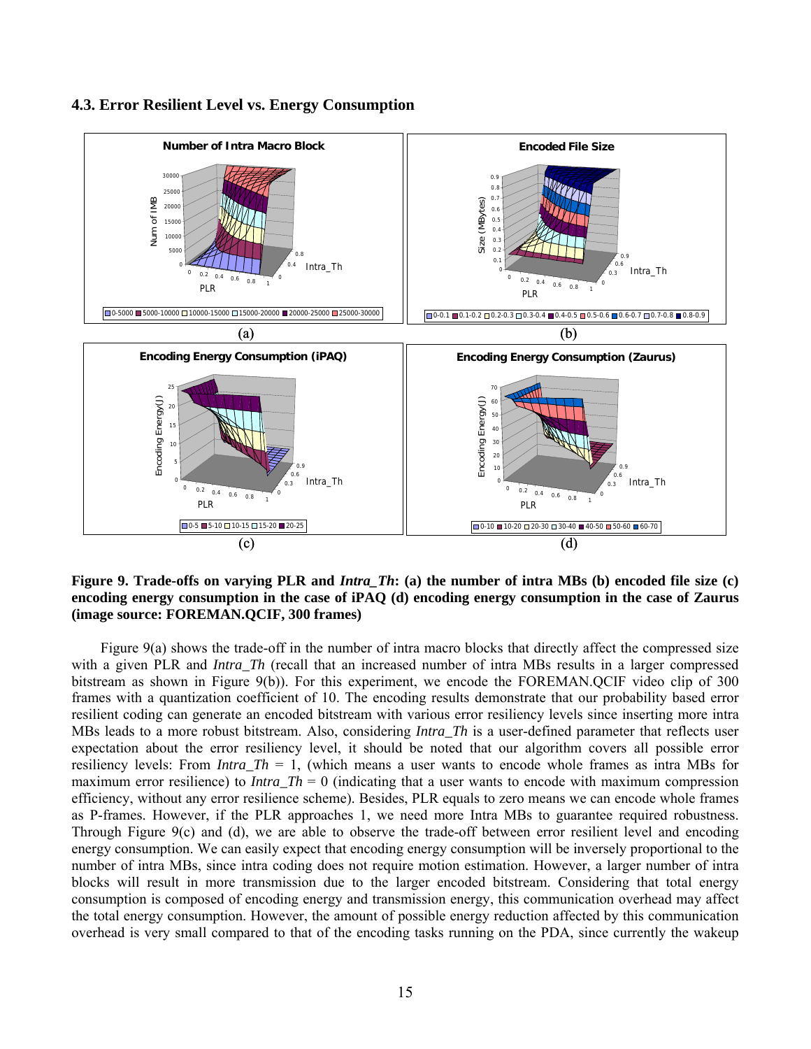### 4.3. Error Resilient Level vs. Energy Consumption

**Figure 9. Trade-offs on varying PLR and *Intra_Th*: (a) the number of intra MBs (b) encoded file size (c) encoding energy consumption in the case of iPAQ (d) encoding energy consumption in the case of Zaurus (image source: FOREMAN.QCIF, 300 frames)**

Figure 9(a) shows the trade-off in the number of intra macro blocks that directly affect the compressed size with a given PLR and *Intra_Th* (recall that an increased number of intra MBs results in a larger compressed bitstream as shown in Figure 9(b)). For this experiment, we encode the FOREMAN.QCIF video clip of 300 frames with a quantization coefficient of 10. The encoding results demonstrate that our probability based error resilient coding can generate an encoded bitstream with various error resiliency levels since inserting more intra MBs leads to a more robust bitstream. Also, considering *Intra_Th* is a user-defined parameter that reflects user expectation about the error resiliency level, it should be noted that our algorithm covers all possible error resiliency levels: From *Intra_Th* = 1, (which means a user wants to encode whole frames as intra MBs for maximum error resilience) to *Intra_Th* = 0 (indicating that a user wants to encode with maximum compression efficiency, without any error resilience scheme). Besides, PLR equals to zero means we can encode whole frames as P-frames. However, if the PLR approaches 1, we need more Intra MBs to guarantee required robustness. Through Figure 9(c) and (d), we are able to observe the trade-off between error resilient level and encoding energy consumption. We can easily expect that encoding energy consumption will be inversely proportional to the number of intra MBs, since intra coding does not require motion estimation. However, a larger number of intra blocks will result in more transmission due to the larger encoded bitstream. Considering that total energy consumption is composed of encoding energy and transmission energy, this communication overhead may affect the total energy consumption. However, the amount of possible energy reduction affected by this communication overhead is very small compared to that of the encoding tasks running on the PDA, since currently the wakeup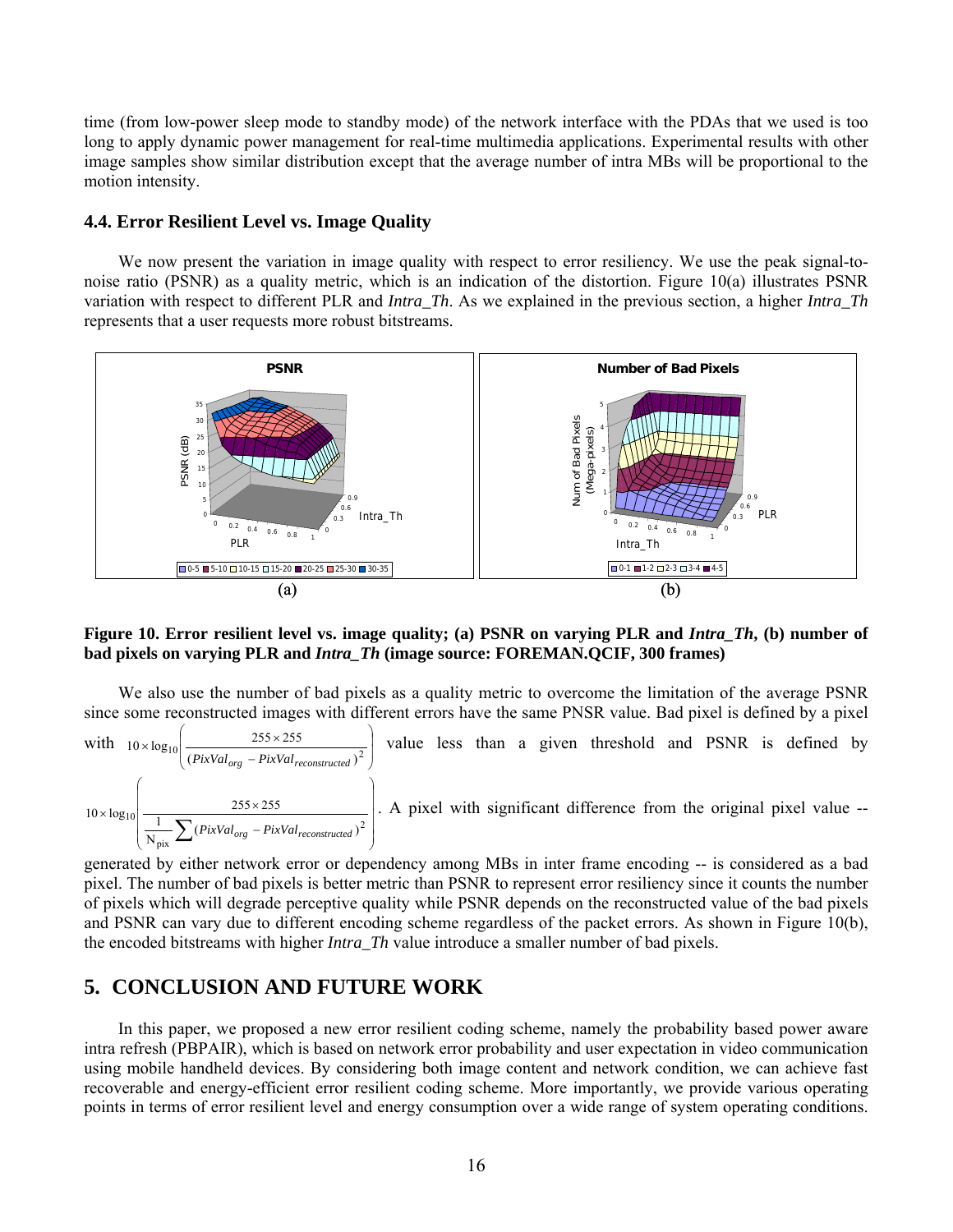time (from low-power sleep mode to standby mode) of the network interface with the PDAs that we used is too long to apply dynamic power management for real-time multimedia applications. Experimental results with other image samples show similar distribution except that the average number of intra MBs will be proportional to the motion intensity.

### 4.4. Error Resilient Level vs. Image Quality

We now present the variation in image quality with respect to error resiliency. We use the peak signal-to-noise ratio (PSNR) as a quality metric, which is an indication of the distortion. Figure 10(a) illustrates PSNR variation with respect to different PLR and *Intra_Th*. As we explained in the previous section, a higher *Intra_Th* represents that a user requests more robust bitstreams.

(a) (b)

**Figure 10. Error resilient level vs. image quality; (a) PSNR on varying PLR and *Intra_Th*, (b) number of bad pixels on varying PLR and *Intra_Th* (image source: FOREMAN.QCIF, 300 frames)**

We also use the number of bad pixels as a quality metric to overcome the limitation of the average PSNR since some reconstructed images with different errors have the same PNSR value. Bad pixel is defined by a pixel with $10 \times \log_{10}\left(\frac{255 \times 255}{(PixVal_{org} - PixVal_{reconstructed})^2}\right)$ value less than a given threshold and PSNR is defined by $10 \times \log_{10}\left(\frac{255 \times 255}{\frac{1}{N_{pix}}\sum (PixVal_{org} - PixVal_{reconstructed})^2}\right)$. A pixel with significant difference from the original pixel value -- generated by either network error or dependency among MBs in inter frame encoding -- is considered as a bad pixel. The number of bad pixels is better metric than PSNR to represent error resiliency since it counts the number of pixels which will degrade perceptive quality while PSNR depends on the reconstructed value of the bad pixels and PSNR can vary due to different encoding scheme regardless of the packet errors. As shown in Figure 10(b), the encoded bitstreams with higher *Intra_Th* value introduce a smaller number of bad pixels.

## 5. CONCLUSION AND FUTURE WORK

In this paper, we proposed a new error resilient coding scheme, namely the probability based power aware intra refresh (PBPAIR), which is based on network error probability and user expectation in video communication using mobile handheld devices. By considering both image content and network condition, we can achieve fast recoverable and energy-efficient error resilient coding scheme. More importantly, we provide various operating points in terms of error resilient level and energy consumption over a wide range of system operating conditions.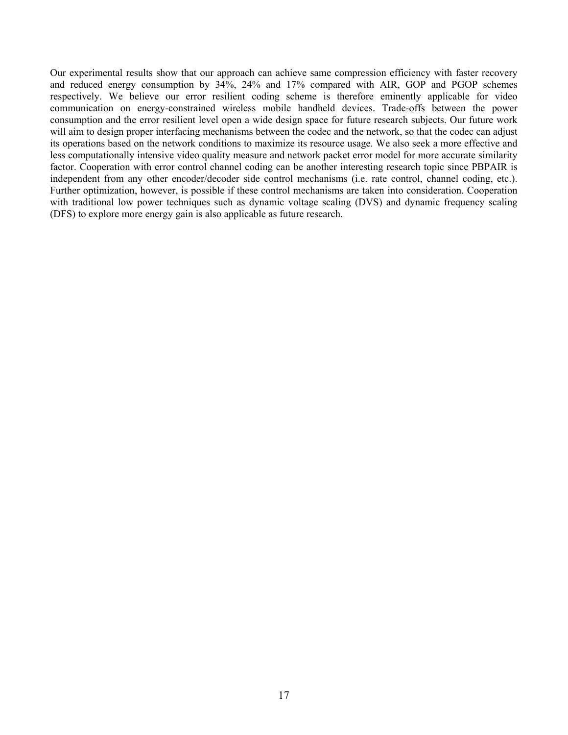Our experimental results show that our approach can achieve same compression efficiency with faster recovery and reduced energy consumption by 34%, 24% and 17% compared with AIR, GOP and PGOP schemes respectively. We believe our error resilient coding scheme is therefore eminently applicable for video communication on energy-constrained wireless mobile handheld devices. Trade-offs between the power consumption and the error resilient level open a wide design space for future research subjects. Our future work will aim to design proper interfacing mechanisms between the codec and the network, so that the codec can adjust its operations based on the network conditions to maximize its resource usage. We also seek a more effective and less computationally intensive video quality measure and network packet error model for more accurate similarity factor. Cooperation with error control channel coding can be another interesting research topic since PBPAIR is independent from any other encoder/decoder side control mechanisms (i.e. rate control, channel coding, etc.). Further optimization, however, is possible if these control mechanisms are taken into consideration. Cooperation with traditional low power techniques such as dynamic voltage scaling (DVS) and dynamic frequency scaling (DFS) to explore more energy gain is also applicable as future research.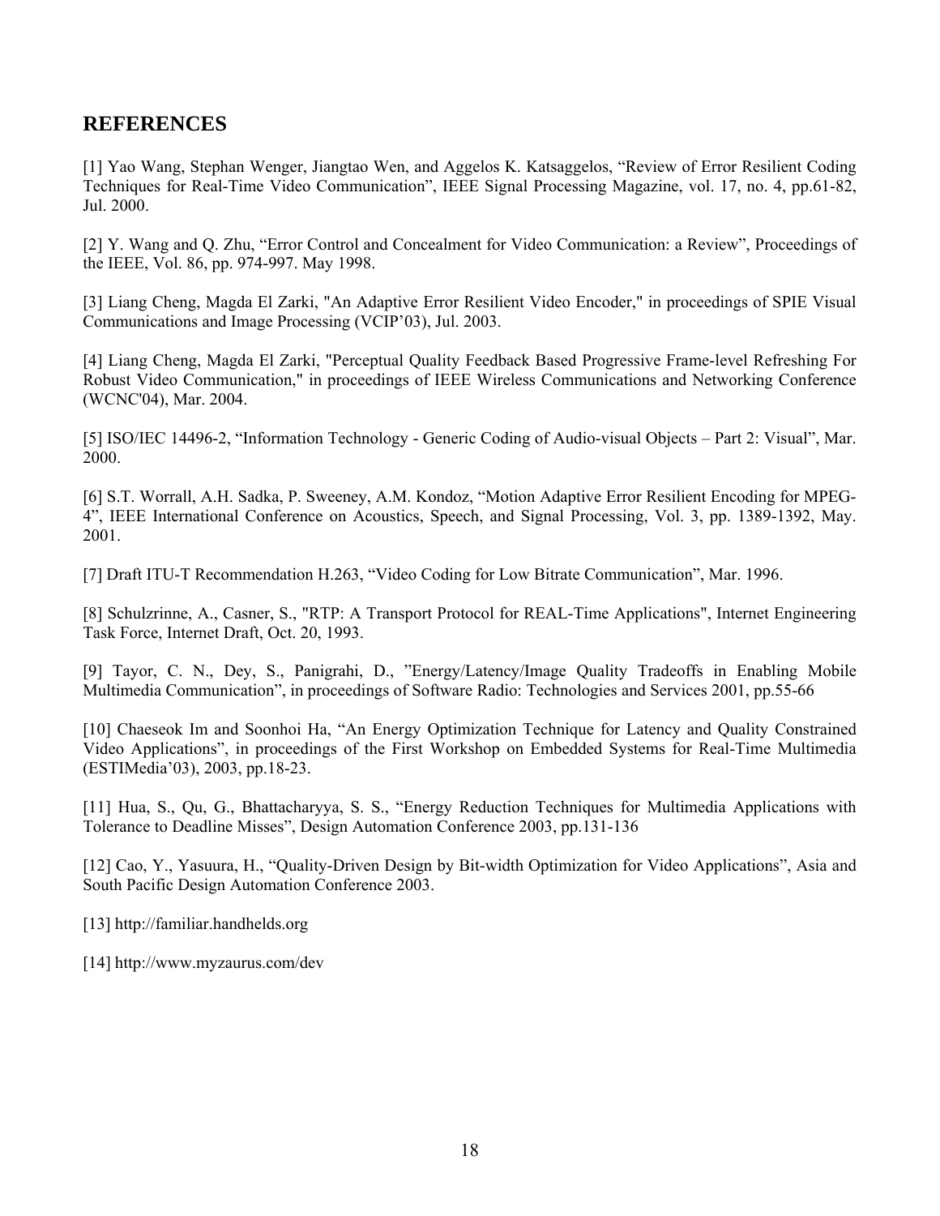## REFERENCES

[1] Yao Wang, Stephan Wenger, Jiangtao Wen, and Aggelos K. Katsaggelos, "Review of Error Resilient Coding Techniques for Real-Time Video Communication", IEEE Signal Processing Magazine, vol. 17, no. 4, pp.61-82, Jul. 2000.

[2] Y. Wang and Q. Zhu, "Error Control and Concealment for Video Communication: a Review", Proceedings of the IEEE, Vol. 86, pp. 974-997. May 1998.

[3] Liang Cheng, Magda El Zarki, "An Adaptive Error Resilient Video Encoder," in proceedings of SPIE Visual Communications and Image Processing (VCIP'03), Jul. 2003.

[4] Liang Cheng, Magda El Zarki, "Perceptual Quality Feedback Based Progressive Frame-level Refreshing For Robust Video Communication," in proceedings of IEEE Wireless Communications and Networking Conference (WCNC'04), Mar. 2004.

[5] ISO/IEC 14496-2, "Information Technology - Generic Coding of Audio-visual Objects – Part 2: Visual", Mar. 2000.

[6] S.T. Worrall, A.H. Sadka, P. Sweeney, A.M. Kondoz, "Motion Adaptive Error Resilient Encoding for MPEG-4", IEEE International Conference on Acoustics, Speech, and Signal Processing, Vol. 3, pp. 1389-1392, May. 2001.

[7] Draft ITU-T Recommendation H.263, "Video Coding for Low Bitrate Communication", Mar. 1996.

[8] Schulzrinne, A., Casner, S., "RTP: A Transport Protocol for REAL-Time Applications", Internet Engineering Task Force, Internet Draft, Oct. 20, 1993.

[9] Tayor, C. N., Dey, S., Panigrahi, D., "Energy/Latency/Image Quality Tradeoffs in Enabling Mobile Multimedia Communication", in proceedings of Software Radio: Technologies and Services 2001, pp.55-66

[10] Chaeseok Im and Soonhoi Ha, "An Energy Optimization Technique for Latency and Quality Constrained Video Applications", in proceedings of the First Workshop on Embedded Systems for Real-Time Multimedia (ESTIMedia'03), 2003, pp.18-23.

[11] Hua, S., Qu, G., Bhattacharyya, S. S., "Energy Reduction Techniques for Multimedia Applications with Tolerance to Deadline Misses", Design Automation Conference 2003, pp.131-136

[12] Cao, Y., Yasuura, H., "Quality-Driven Design by Bit-width Optimization for Video Applications", Asia and South Pacific Design Automation Conference 2003.

[13] http://familiar.handhelds.org

[14] http://www.myzaurus.com/dev